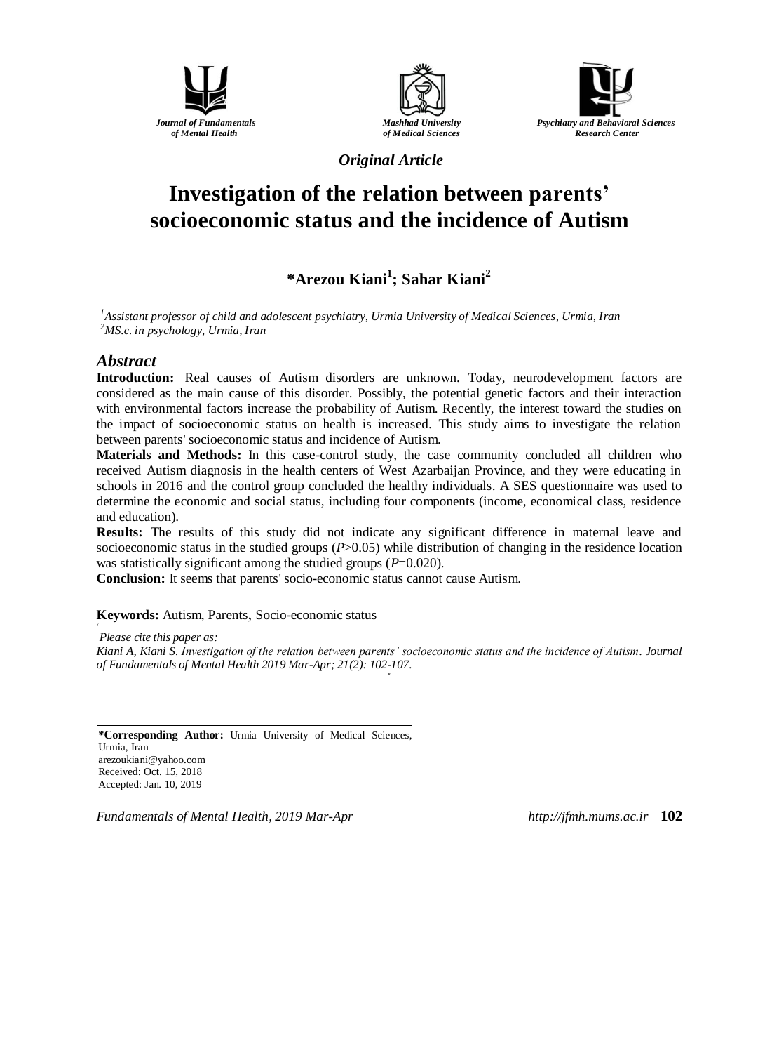Journal of Fundamentals of Mental Health

Mashhad University of Medical Sciences

Psychiatry and Behavioral Sciences Research Center

*Original Article*

# Investigation of the relation between parents' socioeconomic status and the incidence of Autism

**\*Arezou Kiani[1]; Sahar Kiani[2]**

[1]*Assistant professor of child and adolescent psychiatry, Urmia University of Medical Sciences, Urmia, Iran*
[2]*MS.c. in psychology, Urmia, Iran*

## Abstract

**Introduction:** Real causes of Autism disorders are unknown. Today, neurodevelopment factors are considered as the main cause of this disorder. Possibly, the potential genetic factors and their interaction with environmental factors increase the probability of Autism. Recently, the interest toward the studies on the impact of socioeconomic status on health is increased. This study aims to investigate the relation between parents' socioeconomic status and incidence of Autism.

**Materials and Methods:** In this case-control study, the case community concluded all children who received Autism diagnosis in the health centers of West Azarbaijan Province, and they were educating in schools in 2016 and the control group concluded the healthy individuals. A SES questionnaire was used to determine the economic and social status, including four components (income, economical class, residence and education).

**Results:** The results of this study did not indicate any significant difference in maternal leave and socioeconomic status in the studied groups ($P$>0.05) while distribution of changing in the residence location was statistically significant among the studied groups ($P$=0.020).

**Conclusion:** It seems that parents' socio-economic status cannot cause Autism.

**Keywords:** Autism, Parents, Socio-economic status

*Please cite this paper as:*
*Kiani A, Kiani S. Investigation of the relation between parents' socioeconomic status and the incidence of Autism. Journal of Fundamentals of Mental Health 2019 Mar-Apr; 21(2): 102-107.*

**\*Corresponding Author:** Urmia University of Medical Sciences, Urmia, Iran
arezoukiani@yahoo.com
Received: Oct. 15, 2018
Accepted: Jan. 10, 2019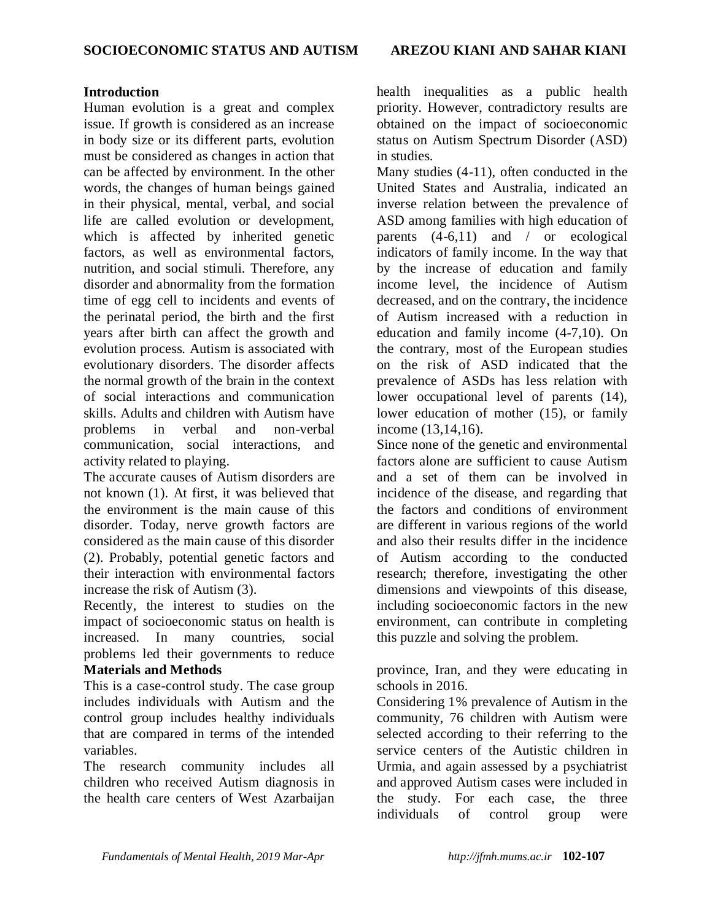## Introduction

Human evolution is a great and complex issue. If growth is considered as an increase in body size or its different parts, evolution must be considered as changes in action that can be affected by environment. In the other words, the changes of human beings gained in their physical, mental, verbal, and social life are called evolution or development, which is affected by inherited genetic factors, as well as environmental factors, nutrition, and social stimuli. Therefore, any disorder and abnormality from the formation time of egg cell to incidents and events of the perinatal period, the birth and the first years after birth can affect the growth and evolution process. Autism is associated with evolutionary disorders. The disorder affects the normal growth of the brain in the context of social interactions and communication skills. Adults and children with Autism have problems in verbal and non-verbal communication, social interactions, and activity related to playing.

The accurate causes of Autism disorders are not known (1). At first, it was believed that the environment is the main cause of this disorder. Today, nerve growth factors are considered as the main cause of this disorder (2). Probably, potential genetic factors and their interaction with environmental factors increase the risk of Autism (3).

Recently, the interest to studies on the impact of socioeconomic status on health is increased. In many countries, social problems led their governments to reduce health inequalities as a public health priority. However, contradictory results are obtained on the impact of socioeconomic status on Autism Spectrum Disorder (ASD) in studies.

Many studies (4-11), often conducted in the United States and Australia, indicated an inverse relation between the prevalence of ASD among families with high education of parents (4-6,11) and / or ecological indicators of family income. In the way that by the increase of education and family income level, the incidence of Autism decreased, and on the contrary, the incidence of Autism increased with a reduction in education and family income (4-7,10). On the contrary, most of the European studies on the risk of ASD indicated that the prevalence of ASDs has less relation with lower occupational level of parents (14), lower education of mother (15), or family income (13,14,16).

Since none of the genetic and environmental factors alone are sufficient to cause Autism and a set of them can be involved in incidence of the disease, and regarding that the factors and conditions of environment are different in various regions of the world and also their results differ in the incidence of Autism according to the conducted research; therefore, investigating the other dimensions and viewpoints of this disease, including socioeconomic factors in the new environment, can contribute in completing this puzzle and solving the problem.

## Materials and Methods

This is a case-control study. The case group includes individuals with Autism and the control group includes healthy individuals that are compared in terms of the intended variables.

The research community includes all children who received Autism diagnosis in the health care centers of West Azarbaijan province, Iran, and they were educating in schools in 2016.

Considering 1% prevalence of Autism in the community, 76 children with Autism were selected according to their referring to the service centers of the Autistic children in Urmia, and again assessed by a psychiatrist and approved Autism cases were included in the study. For each case, the three individuals of control group were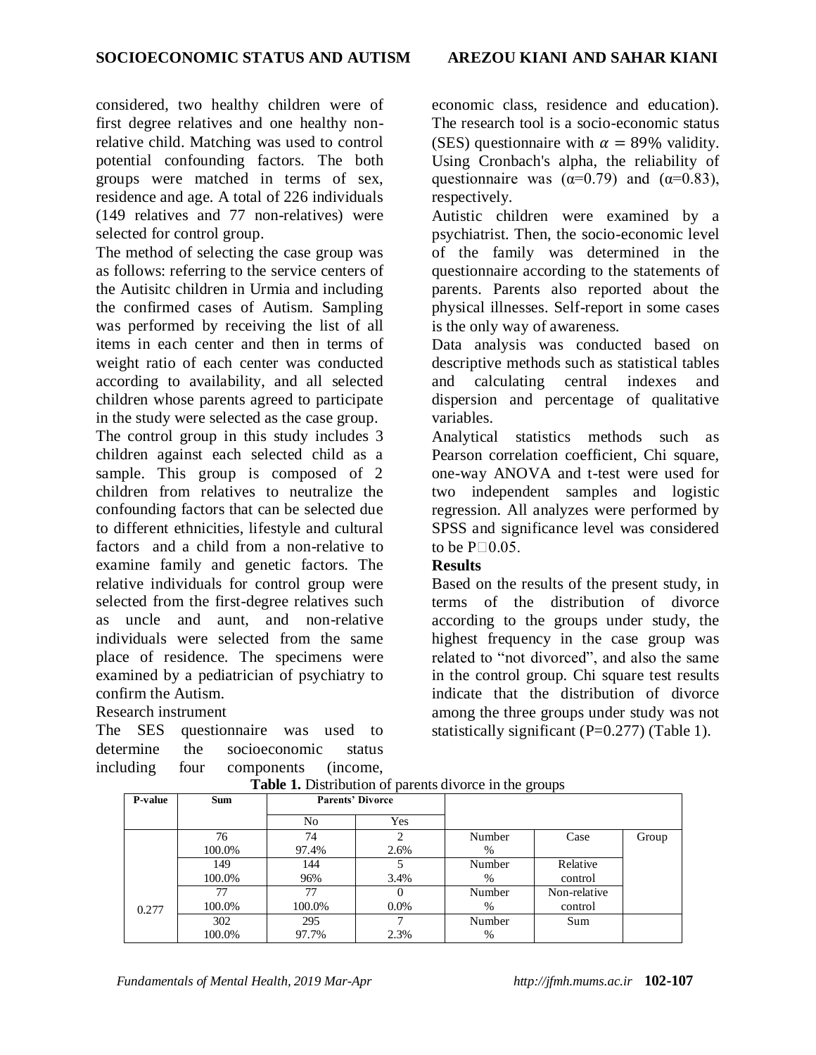considered, two healthy children were of first degree relatives and one healthy non-relative child. Matching was used to control potential confounding factors. The both groups were matched in terms of sex, residence and age. A total of 226 individuals (149 relatives and 77 non-relatives) were selected for control group.

The method of selecting the case group was as follows: referring to the service centers of the Autisitc children in Urmia and including the confirmed cases of Autism. Sampling was performed by receiving the list of all items in each center and then in terms of weight ratio of each center was conducted according to availability, and all selected children whose parents agreed to participate in the study were selected as the case group.

The control group in this study includes 3 children against each selected child as a sample. This group is composed of 2 children from relatives to neutralize the confounding factors that can be selected due to different ethnicities, lifestyle and cultural factors and a child from a non-relative to examine family and genetic factors. The relative individuals for control group were selected from the first-degree relatives such as uncle and aunt, and non-relative individuals were selected from the same place of residence. The specimens were examined by a pediatrician of psychiatry to confirm the Autism.

Research instrument

The SES questionnaire was used to determine the socioeconomic status including four components (income, economic class, residence and education). The research tool is a socio-economic status (SES) questionnaire with $\alpha = 89\%$ validity. Using Cronbach's alpha, the reliability of questionnaire was ($\alpha$=0.79) and ($\alpha$=0.83), respectively.

Autistic children were examined by a psychiatrist. Then, the socio-economic level of the family was determined in the questionnaire according to the statements of parents. Parents also reported about the physical illnesses. Self-report in some cases is the only way of awareness.

Data analysis was conducted based on descriptive methods such as statistical tables and calculating central indexes and dispersion and percentage of qualitative variables.

Analytical statistics methods such as Pearson correlation coefficient, Chi square, one-way ANOVA and t-test were used for two independent samples and logistic regression. All analyzes were performed by SPSS and significance level was considered to be P□0.05.

**Results**

Based on the results of the present study, in terms of the distribution of divorce according to the groups under study, the highest frequency in the case group was related to "not divorced", and also the same in the control group. Chi square test results indicate that the distribution of divorce among the three groups under study was not statistically significant (P=0.277) (Table 1).

**Table 1.** Distribution of parents divorce in the groups

| P-value | Sum | Parents' Divorce | | | | |
|---|---|---|---|---|---|---|
| | | No | Yes | | | |
| 0.277 | 76<br>100.0% | 74<br>97.4% | 2<br>2.6% | Number<br>% | Case | Group |
| | 149<br>100.0% | 144<br>96% | 5<br>3.4% | Number<br>% | Relative control | |
| | 77<br>100.0% | 77<br>100.0% | 0<br>0.0% | Number<br>% | Non-relative control | |
| | 302<br>100.0% | 295<br>97.7% | 7<br>2.3% | Number<br>% | Sum | |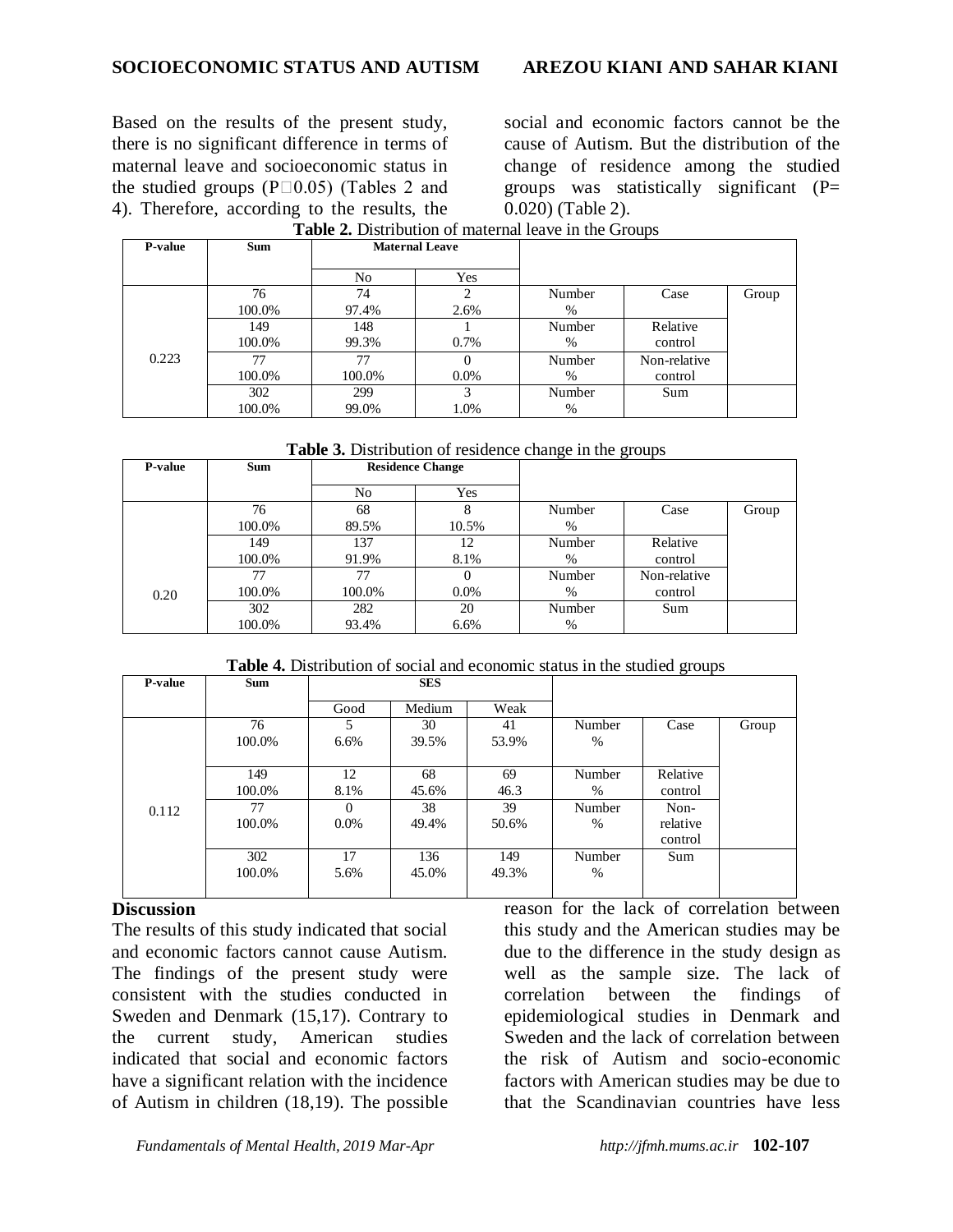Based on the results of the present study, there is no significant difference in terms of maternal leave and socioeconomic status in the studied groups (P□0.05) (Tables 2 and 4). Therefore, according to the results, the social and economic factors cannot be the cause of Autism. But the distribution of the change of residence among the studied groups was statistically significant (P= 0.020) (Table 2).

**Table 2.** Distribution of maternal leave in the Groups

| P-value | Sum | Maternal Leave | | | | |
|---|---|---|---|---|---|---|
| | | No | Yes | | | |
| 0.223 | 76<br>100.0% | 74<br>97.4% | 2<br>2.6% | Number<br>% | Case | Group |
| | 149<br>100.0% | 148<br>99.3% | 1<br>0.7% | Number<br>% | Relative control | |
| | 77<br>100.0% | 77<br>100.0% | 0<br>0.0% | Number<br>% | Non-relative control | |
| | 302<br>100.0% | 299<br>99.0% | 3<br>1.0% | Number<br>% | Sum | |

**Table 3.** Distribution of residence change in the groups

| P-value | Sum | Residence Change | | | | |
|---|---|---|---|---|---|---|
| | | No | Yes | | | |
| 0.20 | 76<br>100.0% | 68<br>89.5% | 8<br>10.5% | Number<br>% | Case | Group |
| | 149<br>100.0% | 137<br>91.9% | 12<br>8.1% | Number<br>% | Relative control | |
| | 77<br>100.0% | 77<br>100.0% | 0<br>0.0% | Number<br>% | Non-relative control | |
| | 302<br>100.0% | 282<br>93.4% | 20<br>6.6% | Number<br>% | Sum | |

**Table 4.** Distribution of social and economic status in the studied groups

| P-value | Sum | SES | | | | | |
|---|---|---|---|---|---|---|---|
| | | Good | Medium | Weak | | | |
| 0.112 | 76<br>100.0% | 5<br>6.6% | 30<br>39.5% | 41<br>53.9% | Number<br>% | Case | Group |
| | 149<br>100.0% | 12<br>8.1% | 68<br>45.6% | 69<br>46.3 | Number<br>% | Relative control | |
| | 77<br>100.0% | 0<br>0.0% | 38<br>49.4% | 39<br>50.6% | Number<br>% | Non-relative control | |
| | 302<br>100.0% | 17<br>5.6% | 136<br>45.0% | 149<br>49.3% | Number<br>% | Sum | |

## Discussion

The results of this study indicated that social and economic factors cannot cause Autism. The findings of the present study were consistent with the studies conducted in Sweden and Denmark (15,17). Contrary to the current study, American studies indicated that social and economic factors have a significant relation with the incidence of Autism in children (18,19). The possible reason for the lack of correlation between this study and the American studies may be due to the difference in the study design as well as the sample size. The lack of correlation between the findings of epidemiological studies in Denmark and Sweden and the lack of correlation between the risk of Autism and socio-economic factors with American studies may be due to that the Scandinavian countries have less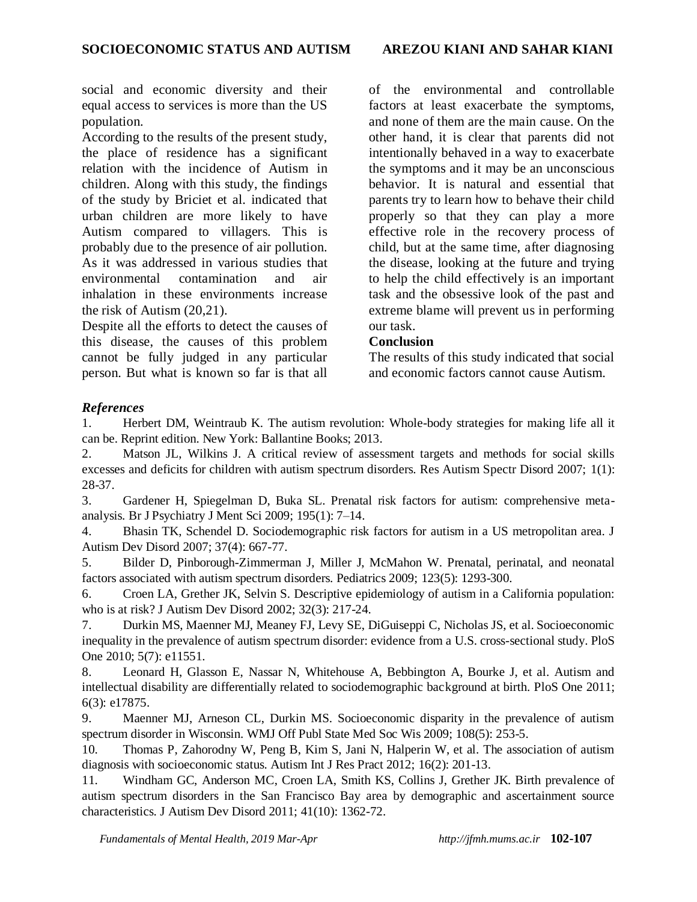social and economic diversity and their equal access to services is more than the US population.

According to the results of the present study, the place of residence has a significant relation with the incidence of Autism in children. Along with this study, the findings of the study by Briciet et al. indicated that urban children are more likely to have Autism compared to villagers. This is probably due to the presence of air pollution. As it was addressed in various studies that environmental contamination and air inhalation in these environments increase the risk of Autism (20,21).

Despite all the efforts to detect the causes of this disease, the causes of this problem cannot be fully judged in any particular person. But what is known so far is that all of the environmental and controllable factors at least exacerbate the symptoms, and none of them are the main cause. On the other hand, it is clear that parents did not intentionally behaved in a way to exacerbate the symptoms and it may be an unconscious behavior. It is natural and essential that parents try to learn how to behave their child properly so that they can play a more effective role in the recovery process of child, but at the same time, after diagnosing the disease, looking at the future and trying to help the child effectively is an important task and the obsessive look of the past and extreme blame will prevent us in performing our task.

**Conclusion**

The results of this study indicated that social and economic factors cannot cause Autism.

### *References*

1. Herbert DM, Weintraub K. The autism revolution: Whole-body strategies for making life all it can be. Reprint edition. New York: Ballantine Books; 2013.
2. Matson JL, Wilkins J. A critical review of assessment targets and methods for social skills excesses and deficits for children with autism spectrum disorders. Res Autism Spectr Disord 2007; 1(1): 28-37.
3. Gardener H, Spiegelman D, Buka SL. Prenatal risk factors for autism: comprehensive meta-analysis. Br J Psychiatry J Ment Sci 2009; 195(1): 7–14.
4. Bhasin TK, Schendel D. Sociodemographic risk factors for autism in a US metropolitan area. J Autism Dev Disord 2007; 37(4): 667-77.
5. Bilder D, Pinborough-Zimmerman J, Miller J, McMahon W. Prenatal, perinatal, and neonatal factors associated with autism spectrum disorders. Pediatrics 2009; 123(5): 1293-300.
6. Croen LA, Grether JK, Selvin S. Descriptive epidemiology of autism in a California population: who is at risk? J Autism Dev Disord 2002; 32(3): 217-24.
7. Durkin MS, Maenner MJ, Meaney FJ, Levy SE, DiGuiseppi C, Nicholas JS, et al. Socioeconomic inequality in the prevalence of autism spectrum disorder: evidence from a U.S. cross-sectional study. PloS One 2010; 5(7): e11551.
8. Leonard H, Glasson E, Nassar N, Whitehouse A, Bebbington A, Bourke J, et al. Autism and intellectual disability are differentially related to sociodemographic background at birth. PloS One 2011; 6(3): e17875.
9. Maenner MJ, Arneson CL, Durkin MS. Socioeconomic disparity in the prevalence of autism spectrum disorder in Wisconsin. WMJ Off Publ State Med Soc Wis 2009; 108(5): 253-5.
10. Thomas P, Zahorodny W, Peng B, Kim S, Jani N, Halperin W, et al. The association of autism diagnosis with socioeconomic status. Autism Int J Res Pract 2012; 16(2): 201-13.
11. Windham GC, Anderson MC, Croen LA, Smith KS, Collins J, Grether JK. Birth prevalence of autism spectrum disorders in the San Francisco Bay area by demographic and ascertainment source characteristics. J Autism Dev Disord 2011; 41(10): 1362-72.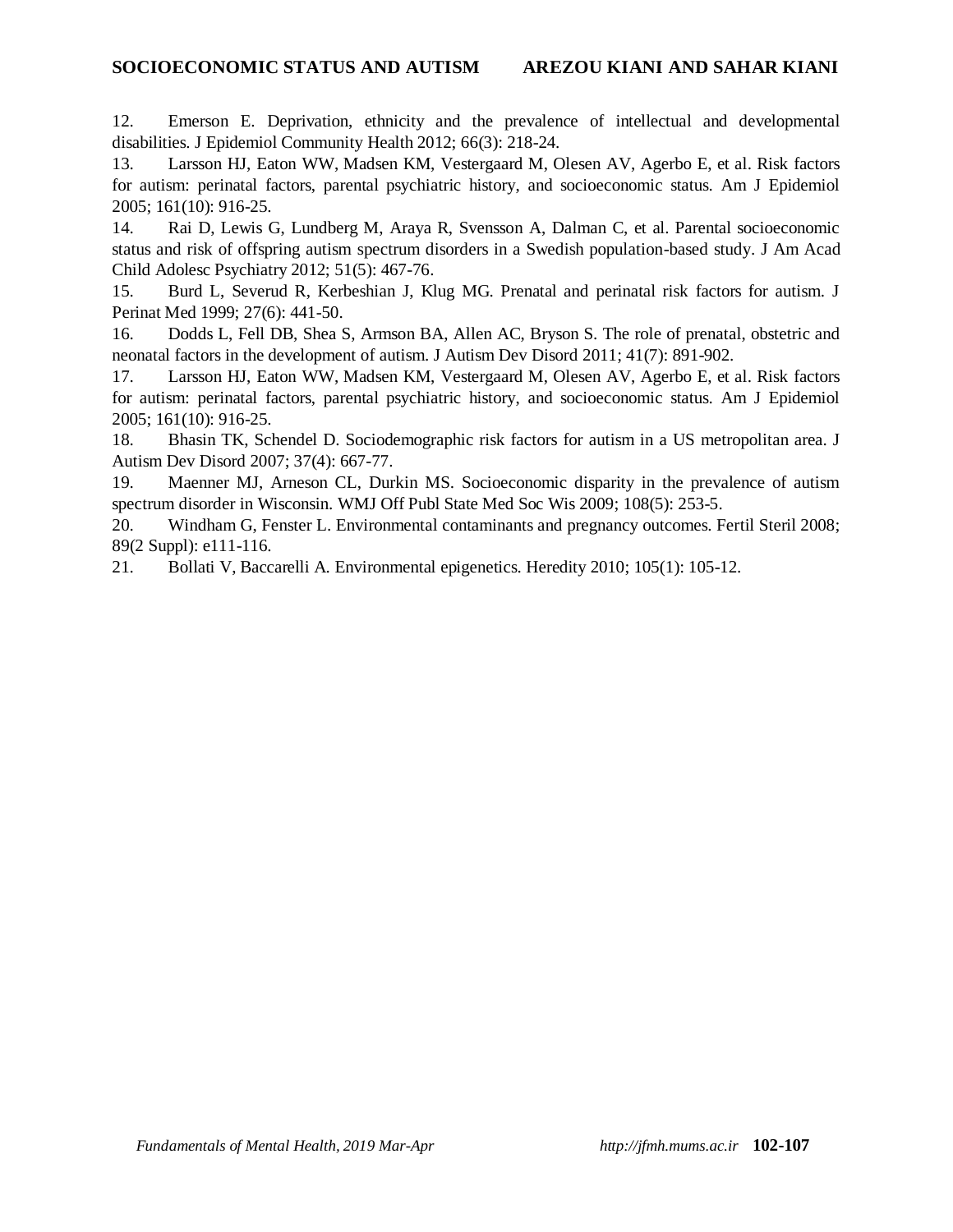12. Emerson E. Deprivation, ethnicity and the prevalence of intellectual and developmental disabilities. J Epidemiol Community Health 2012; 66(3): 218-24.

13. Larsson HJ, Eaton WW, Madsen KM, Vestergaard M, Olesen AV, Agerbo E, et al. Risk factors for autism: perinatal factors, parental psychiatric history, and socioeconomic status. Am J Epidemiol 2005; 161(10): 916-25.

14. Rai D, Lewis G, Lundberg M, Araya R, Svensson A, Dalman C, et al. Parental socioeconomic status and risk of offspring autism spectrum disorders in a Swedish population-based study. J Am Acad Child Adolesc Psychiatry 2012; 51(5): 467-76.

15. Burd L, Severud R, Kerbeshian J, Klug MG. Prenatal and perinatal risk factors for autism. J Perinat Med 1999; 27(6): 441-50.

16. Dodds L, Fell DB, Shea S, Armson BA, Allen AC, Bryson S. The role of prenatal, obstetric and neonatal factors in the development of autism. J Autism Dev Disord 2011; 41(7): 891-902.

17. Larsson HJ, Eaton WW, Madsen KM, Vestergaard M, Olesen AV, Agerbo E, et al. Risk factors for autism: perinatal factors, parental psychiatric history, and socioeconomic status. Am J Epidemiol 2005; 161(10): 916-25.

18. Bhasin TK, Schendel D. Sociodemographic risk factors for autism in a US metropolitan area. J Autism Dev Disord 2007; 37(4): 667-77.

19. Maenner MJ, Arneson CL, Durkin MS. Socioeconomic disparity in the prevalence of autism spectrum disorder in Wisconsin. WMJ Off Publ State Med Soc Wis 2009; 108(5): 253-5.

20. Windham G, Fenster L. Environmental contaminants and pregnancy outcomes. Fertil Steril 2008; 89(2 Suppl): e111-116.

21. Bollati V, Baccarelli A. Environmental epigenetics. Heredity 2010; 105(1): 105-12.